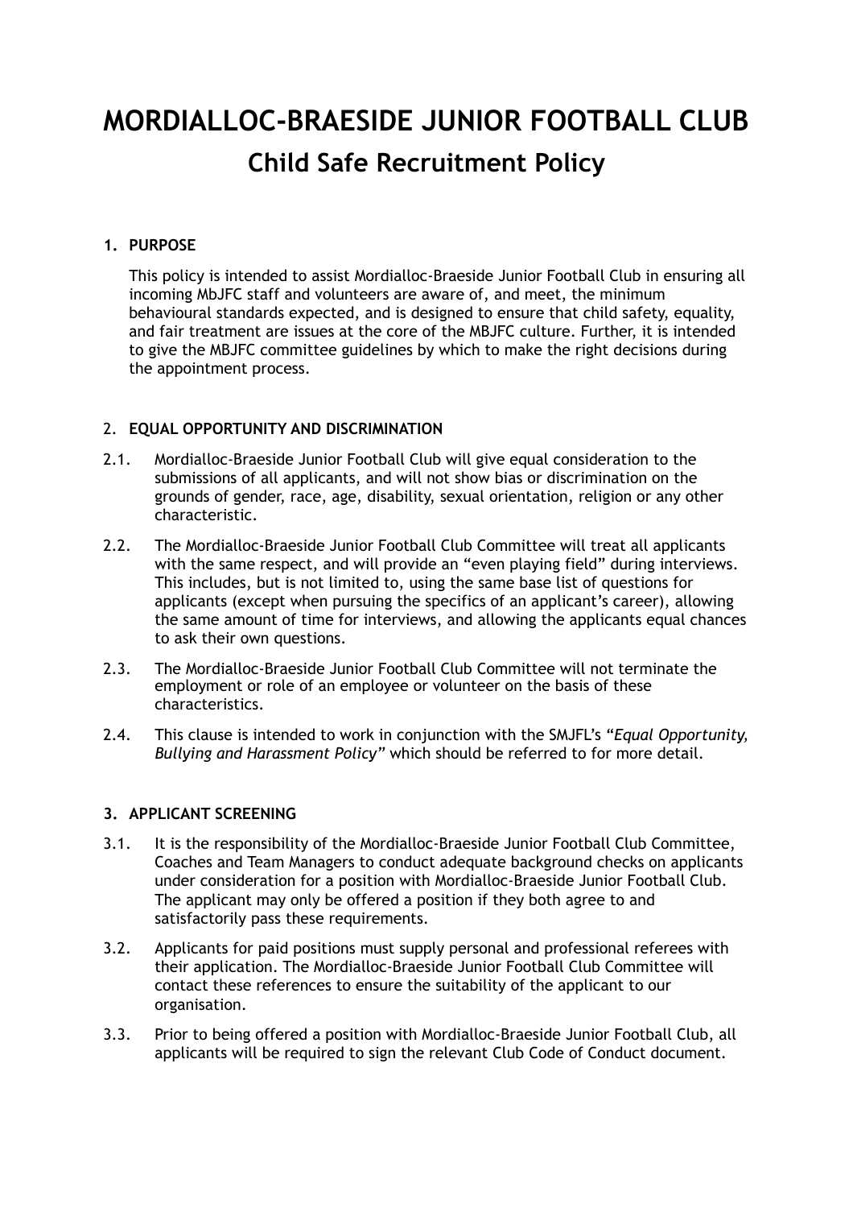# MORDIALLOC-BRAESIDE JUNIOR FOOTBALL CLUB

## Child Safe Recruitment Policy

**1. PURPOSE**

This policy is intended to assist Mordialloc-Braeside Junior Football Club in ensuring all incoming MbJFC staff and volunteers are aware of, and meet, the minimum behavioural standards expected, and is designed to ensure that child safety, equality, and fair treatment are issues at the core of the MBJFC culture. Further, it is intended to give the MBJFC committee guidelines by which to make the right decisions during the appointment process.

2. **EQUAL OPPORTUNITY AND DISCRIMINATION**

2.1. Mordialloc-Braeside Junior Football Club will give equal consideration to the submissions of all applicants, and will not show bias or discrimination on the grounds of gender, race, age, disability, sexual orientation, religion or any other characteristic.

2.2. The Mordialloc-Braeside Junior Football Club Committee will treat all applicants with the same respect, and will provide an "even playing field" during interviews. This includes, but is not limited to, using the same base list of questions for applicants (except when pursuing the specifics of an applicant's career), allowing the same amount of time for interviews, and allowing the applicants equal chances to ask their own questions.

2.3. The Mordialloc-Braeside Junior Football Club Committee will not terminate the employment or role of an employee or volunteer on the basis of these characteristics.

2.4. This clause is intended to work in conjunction with the SMJFL's "*Equal Opportunity, Bullying and Harassment Policy"* which should be referred to for more detail.

**3. APPLICANT SCREENING**

3.1. It is the responsibility of the Mordialloc-Braeside Junior Football Club Committee, Coaches and Team Managers to conduct adequate background checks on applicants under consideration for a position with Mordialloc-Braeside Junior Football Club. The applicant may only be offered a position if they both agree to and satisfactorily pass these requirements.

3.2. Applicants for paid positions must supply personal and professional referees with their application. The Mordialloc-Braeside Junior Football Club Committee will contact these references to ensure the suitability of the applicant to our organisation.

3.3. Prior to being offered a position with Mordialloc-Braeside Junior Football Club, all applicants will be required to sign the relevant Club Code of Conduct document.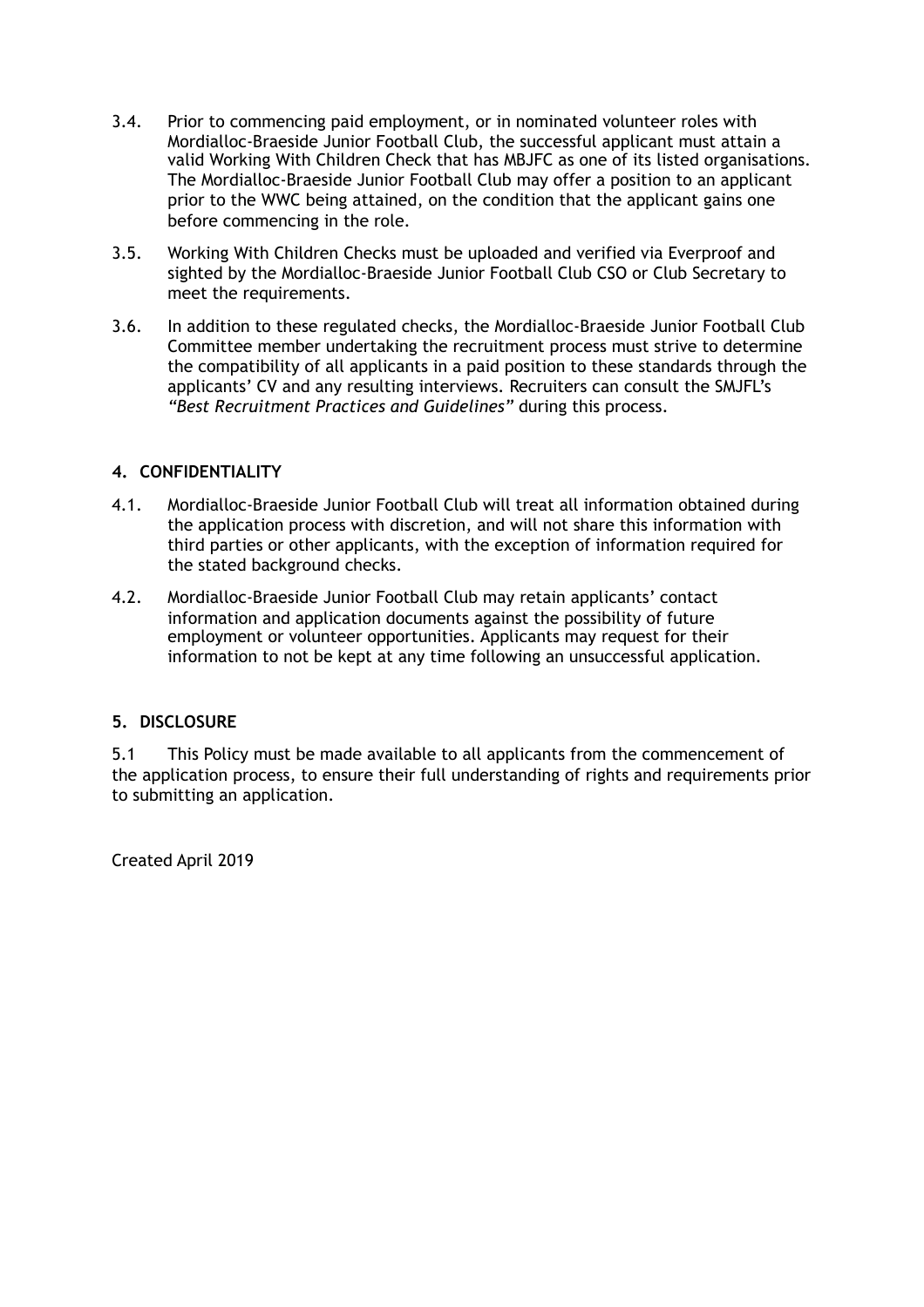3.4. Prior to commencing paid employment, or in nominated volunteer roles with Mordialloc-Braeside Junior Football Club, the successful applicant must attain a valid Working With Children Check that has MBJFC as one of its listed organisations. The Mordialloc-Braeside Junior Football Club may offer a position to an applicant prior to the WWC being attained, on the condition that the applicant gains one before commencing in the role.

3.5. Working With Children Checks must be uploaded and verified via Everproof and sighted by the Mordialloc-Braeside Junior Football Club CSO or Club Secretary to meet the requirements.

3.6. In addition to these regulated checks, the Mordialloc-Braeside Junior Football Club Committee member undertaking the recruitment process must strive to determine the compatibility of all applicants in a paid position to these standards through the applicants' CV and any resulting interviews. Recruiters can consult the SMJFL's *"Best Recruitment Practices and Guidelines"* during this process.

## 4. CONFIDENTIALITY

4.1. Mordialloc-Braeside Junior Football Club will treat all information obtained during the application process with discretion, and will not share this information with third parties or other applicants, with the exception of information required for the stated background checks.

4.2. Mordialloc-Braeside Junior Football Club may retain applicants' contact information and application documents against the possibility of future employment or volunteer opportunities. Applicants may request for their information to not be kept at any time following an unsuccessful application.

## 5. DISCLOSURE

5.1 This Policy must be made available to all applicants from the commencement of the application process, to ensure their full understanding of rights and requirements prior to submitting an application.

Created April 2019